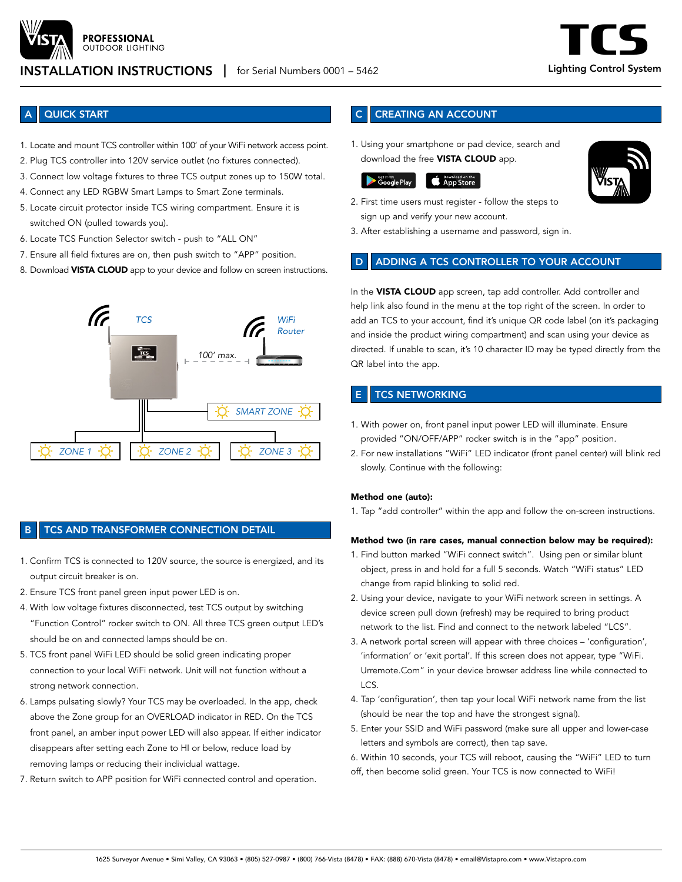**PROFESSIONAL** OUTDOOR LIGHTING

# INSTALLATION INSTRUCTIONS | for Serial Numbers 0001 – 5462

**TCS** Lighting Control System

## A QUICK START

1. Locate and mount TCS controller within 100' of your WiFi network access point.
2. Plug TCS controller into 120V service outlet (no fixtures connected).
3. Connect low voltage fixtures to three TCS output zones up to 150W total.
4. Connect any LED RGBW Smart Lamps to Smart Zone terminals.
5. Locate circuit protector inside TCS wiring compartment. Ensure it is switched ON (pulled towards you).
6. Locate TCS Function Selector switch - push to "ALL ON"
7. Ensure all field fixtures are on, then push switch to "APP" position.
8. Download **VISTA CLOUD** app to your device and follow on screen instructions.

TCS — 100' max. — WiFi Router

SMART ZONE

ZONE 1 ZONE 2 ZONE 3

## B TCS AND TRANSFORMER CONNECTION DETAIL

1. Confirm TCS is connected to 120V source, the source is energized, and its output circuit breaker is on.
2. Ensure TCS front panel green input power LED is on.
4. With low voltage fixtures disconnected, test TCS output by switching "Function Control" rocker switch to ON. All three TCS green output LED's should be on and connected lamps should be on.
5. TCS front panel WiFi LED should be solid green indicating proper connection to your local WiFi network. Unit will not function without a strong network connection.
6. Lamps pulsating slowly? Your TCS may be overloaded. In the app, check above the Zone group for an OVERLOAD indicator in RED. On the TCS front panel, an amber input power LED will also appear. If either indicator disappears after setting each Zone to HI or below, reduce load by removing lamps or reducing their individual wattage.
7. Return switch to APP position for WiFi connected control and operation.

## C CREATING AN ACCOUNT

1. Using your smartphone or pad device, search and download the free **VISTA CLOUD** app.

GET IT ON Google Play | Download on the App Store

2. First time users must register - follow the steps to sign up and verify your new account.
3. After establishing a username and password, sign in.

## D ADDING A TCS CONTROLLER TO YOUR ACCOUNT

In the **VISTA CLOUD** app screen, tap add controller. Add controller and help link also found in the menu at the top right of the screen. In order to add an TCS to your account, find it's unique QR code label (on it's packaging and inside the product wiring compartment) and scan using your device as directed. If unable to scan, it's 10 character ID may be typed directly from the QR label into the app.

## E TCS NETWORKING

1. With power on, front panel input power LED will illuminate. Ensure provided "ON/OFF/APP" rocker switch is in the "app" position.
2. For new installations "WiFi" LED indicator (front panel center) will blink red slowly. Continue with the following:

**Method one (auto):**

1. Tap "add controller" within the app and follow the on-screen instructions.

**Method two (in rare cases, manual connection below may be required):**

1. Find button marked "WiFi connect switch". Using pen or similar blunt object, press in and hold for a full 5 seconds. Watch "WiFi status" LED change from rapid blinking to solid red.
2. Using your device, navigate to your WiFi network screen in settings. A device screen pull down (refresh) may be required to bring product network to the list. Find and connect to the network labeled "LCS".
3. A network portal screen will appear with three choices – 'configuration', 'information' or 'exit portal'. If this screen does not appear, type "WiFi. Urremote.Com" in your device browser address line while connected to LCS.
4. Tap 'configuration', then tap your local WiFi network name from the list (should be near the top and have the strongest signal).
5. Enter your SSID and WiFi password (make sure all upper and lower-case letters and symbols are correct), then tap save.
6. Within 10 seconds, your TCS will reboot, causing the "WiFi" LED to turn off, then become solid green. Your TCS is now connected to WiFi!

1625 Surveyor Avenue • Simi Valley, CA 93063 • (805) 527-0987 • (800) 766-Vista (8478) • FAX: (888) 670-Vista (8478) • email@Vistapro.com • www.Vistapro.com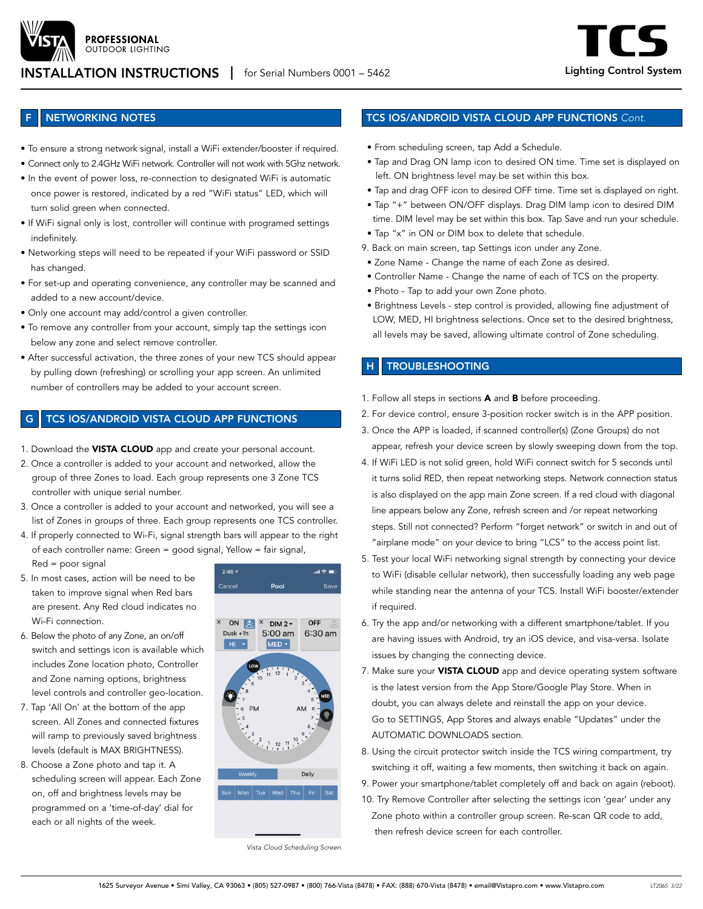# INSTALLATION INSTRUCTIONS | for Serial Numbers 0001 – 5462

PROFESSIONAL OUTDOOR LIGHTING

TCS Lighting Control System

## F NETWORKING NOTES

- To ensure a strong network signal, install a WiFi extender/booster if required.
- Connect only to 2.4GHz WiFi network. Controller will not work with 5Ghz network.
- In the event of power loss, re-connection to designated WiFi is automatic once power is restored, indicated by a red "WiFi status" LED, which will turn solid green when connected.
- If WiFi signal only is lost, controller will continue with programed settings indefinitely.
- Networking steps will need to be repeated if your WiFi password or SSID has changed.
- For set-up and operating convenience, any controller may be scanned and added to a new account/device.
- Only one account may add/control a given controller.
- To remove any controller from your account, simply tap the settings icon below any zone and select remove controller.
- After successful activation, the three zones of your new TCS should appear by pulling down (refreshing) or scrolling your app screen. An unlimited number of controllers may be added to your account screen.

## G TCS IOS/ANDROID VISTA CLOUD APP FUNCTIONS

1. Download the **VISTA CLOUD** app and create your personal account.
2. Once a controller is added to your account and networked, allow the group of three Zones to load. Each group represents one 3 Zone TCS controller with unique serial number.
3. Once a controller is added to your account and networked, you will see a list of Zones in groups of three. Each group represents one TCS controller.
4. If properly connected to Wi-Fi, signal strength bars will appear to the right of each controller name: Green = good signal, Yellow = fair signal, Red = poor signal
5. In most cases, action will be need to be taken to improve signal when Red bars are present. Any Red cloud indicates no Wi-Fi connection.
6. Below the photo of any Zone, an on/off switch and settings icon is available which includes Zone location photo, Controller and Zone naming options, brightness level controls and controller geo-location.
7. Tap 'All On' at the bottom of the app screen. All Zones and connected fixtures will ramp to previously saved brightness levels (default is MAX BRIGHTNESS).
8. Choose a Zone photo and tap it. A scheduling screen will appear. Each Zone on, off and brightness levels may be programmed on a 'time-of-day' dial for each or all nights of the week.

2:46
Cancel Pool Save
ON Dusk +1h HI
DIM 2 5:00 am MED
OFF 6:30 am
LOW
MED
PM AM
Weekly Daily
Sun Mon Tue Wed Thu Fri Sat

*Vista Cloud Scheduling Screen*

## TCS IOS/ANDROID VISTA CLOUD APP FUNCTIONS *Cont.*

- From scheduling screen, tap Add a Schedule.
- Tap and Drag ON lamp icon to desired ON time. Time set is displayed on left. ON brightness level may be set within this box.
- Tap and drag OFF icon to desired OFF time. Time set is displayed on right.
- Tap "+" between ON/OFF displays. Drag DIM lamp icon to desired DIM time. DIM level may be set within this box. Tap Save and run your schedule.
- Tap "x" in ON or DIM box to delete that schedule.

9. Back on main screen, tap Settings icon under any Zone.
   - Zone Name - Change the name of each Zone as desired.
   - Controller Name - Change the name of each of TCS on the property.
   - Photo - Tap to add your own Zone photo.
   - Brightness Levels - step control is provided, allowing fine adjustment of LOW, MED, HI brightness selections. Once set to the desired brightness, all levels may be saved, allowing ultimate control of Zone scheduling.

## H TROUBLESHOOTING

1. Follow all steps in sections **A** and **B** before proceeding.
2. For device control, ensure 3-position rocker switch is in the APP position.
3. Once the APP is loaded, if scanned controller(s) (Zone Groups) do not appear, refresh your device screen by slowly sweeping down from the top.
4. If WiFi LED is not solid green, hold WiFi connect switch for 5 seconds until it turns solid RED, then repeat networking steps. Network connection status is also displayed on the app main Zone screen. If a red cloud with diagonal line appears below any Zone, refresh screen and /or repeat networking steps. Still not connected? Perform "forget network" or switch in and out of "airplane mode" on your device to bring "LCS" to the access point list.
5. Test your local WiFi networking signal strength by connecting your device to WiFi (disable cellular network), then successfully loading any web page while standing near the antenna of your TCS. Install WiFi booster/extender if required.
6. Try the app and/or networking with a different smartphone/tablet. If you are having issues with Android, try an iOS device, and visa-versa. Isolate issues by changing the connecting device.
7. Make sure your **VISTA CLOUD** app and device operating system software is the latest version from the App Store/Google Play Store. When in doubt, you can always delete and reinstall the app on your device. Go to SETTINGS, App Stores and always enable "Updates" under the AUTOMATIC DOWNLOADS section.
8. Using the circuit protector switch inside the TCS wiring compartment, try switching it off, waiting a few moments, then switching it back on again.
9. Power your smartphone/tablet completely off and back on again (reboot).
10. Try Remove Controller after selecting the settings icon 'gear' under any Zone photo within a controller group screen. Re-scan QR code to add, then refresh device screen for each controller.

1625 Surveyor Avenue • Simi Valley, CA 93063 • (805) 527-0987 • (800) 766-Vista (8478) • FAX: (888) 670-Vista (8478) • email@Vistapro.com • www.Vistapro.com

LT2065 3/22